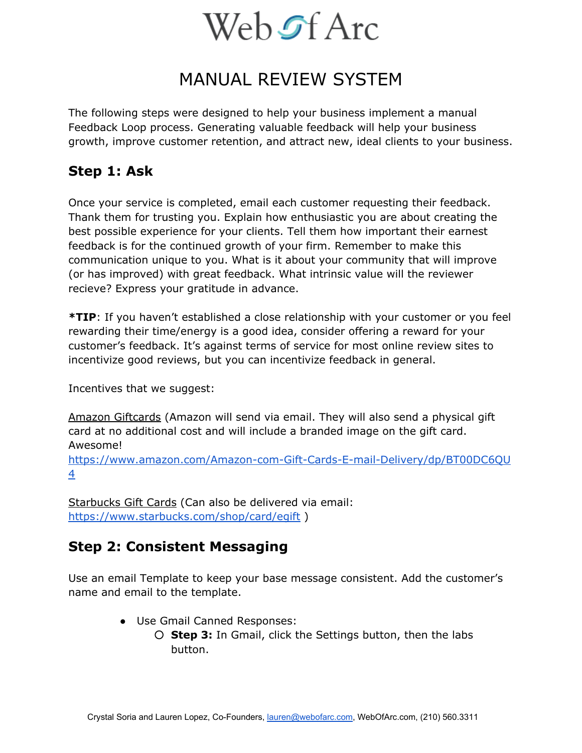# Web Of Arc

## MANUAL REVIEW SYSTEM

The following steps were designed to help your business implement a manual Feedback Loop process. Generating valuable feedback will help your business growth, improve customer retention, and attract new, ideal clients to your business.

## Step 1: Ask

Once your service is completed, email each customer requesting their feedback. Thank them for trusting you. Explain how enthusiastic you are about creating the best possible experience for your clients. Tell them how important their earnest feedback is for the continued growth of your firm. Remember to make this communication unique to you. What is it about your community that will improve (or has improved) with great feedback. What intrinsic value will the reviewer recieve? Express your gratitude in advance.

***TIP**: If you haven't established a close relationship with your customer or you feel rewarding their time/energy is a good idea, consider offering a reward for your customer's feedback. It's against terms of service for most online review sites to incentivize good reviews, but you can incentivize feedback in general.

Incentives that we suggest:

Amazon Giftcards (Amazon will send via email. They will also send a physical gift card at no additional cost and will include a branded image on the gift card. Awesome! https://www.amazon.com/Amazon-com-Gift-Cards-E-mail-Delivery/dp/BT00DC6QU4

Starbucks Gift Cards (Can also be delivered via email: https://www.starbucks.com/shop/card/egift )

## Step 2: Consistent Messaging

Use an email Template to keep your base message consistent. Add the customer's name and email to the template.

- Use Gmail Canned Responses:
  - **Step 3:** In Gmail, click the Settings button, then the labs button.

Crystal Soria and Lauren Lopez, Co-Founders, lauren@webofarc.com, WebOfArc.com, (210) 560.3311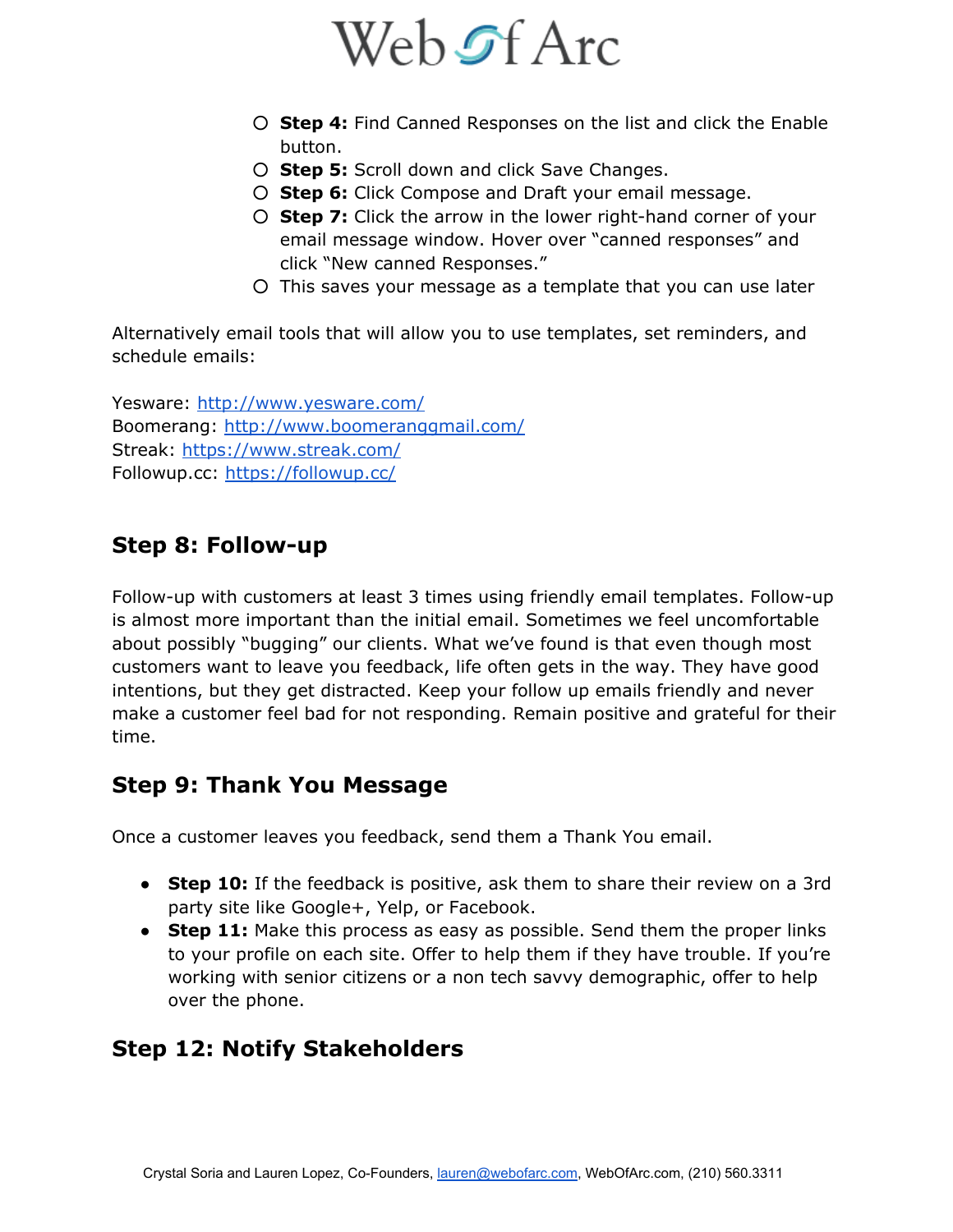- **Step 4:** Find Canned Responses on the list and click the Enable button.
- **Step 5:** Scroll down and click Save Changes.
- **Step 6:** Click Compose and Draft your email message.
- **Step 7:** Click the arrow in the lower right-hand corner of your email message window. Hover over "canned responses" and click "New canned Responses."
- This saves your message as a template that you can use later

Alternatively email tools that will allow you to use templates, set reminders, and schedule emails:

Yesware: http://www.yesware.com/
Boomerang: http://www.boomeranggmail.com/
Streak: https://www.streak.com/
Followup.cc: https://followup.cc/

## Step 8: Follow-up

Follow-up with customers at least 3 times using friendly email templates. Follow-up is almost more important than the initial email. Sometimes we feel uncomfortable about possibly "bugging" our clients. What we've found is that even though most customers want to leave you feedback, life often gets in the way. They have good intentions, but they get distracted. Keep your follow up emails friendly and never make a customer feel bad for not responding. Remain positive and grateful for their time.

## Step 9: Thank You Message

Once a customer leaves you feedback, send them a Thank You email.

- **Step 10:** If the feedback is positive, ask them to share their review on a 3rd party site like Google+, Yelp, or Facebook.
- **Step 11:** Make this process as easy as possible. Send them the proper links to your profile on each site. Offer to help them if they have trouble. If you're working with senior citizens or a non tech savvy demographic, offer to help over the phone.

## Step 12: Notify Stakeholders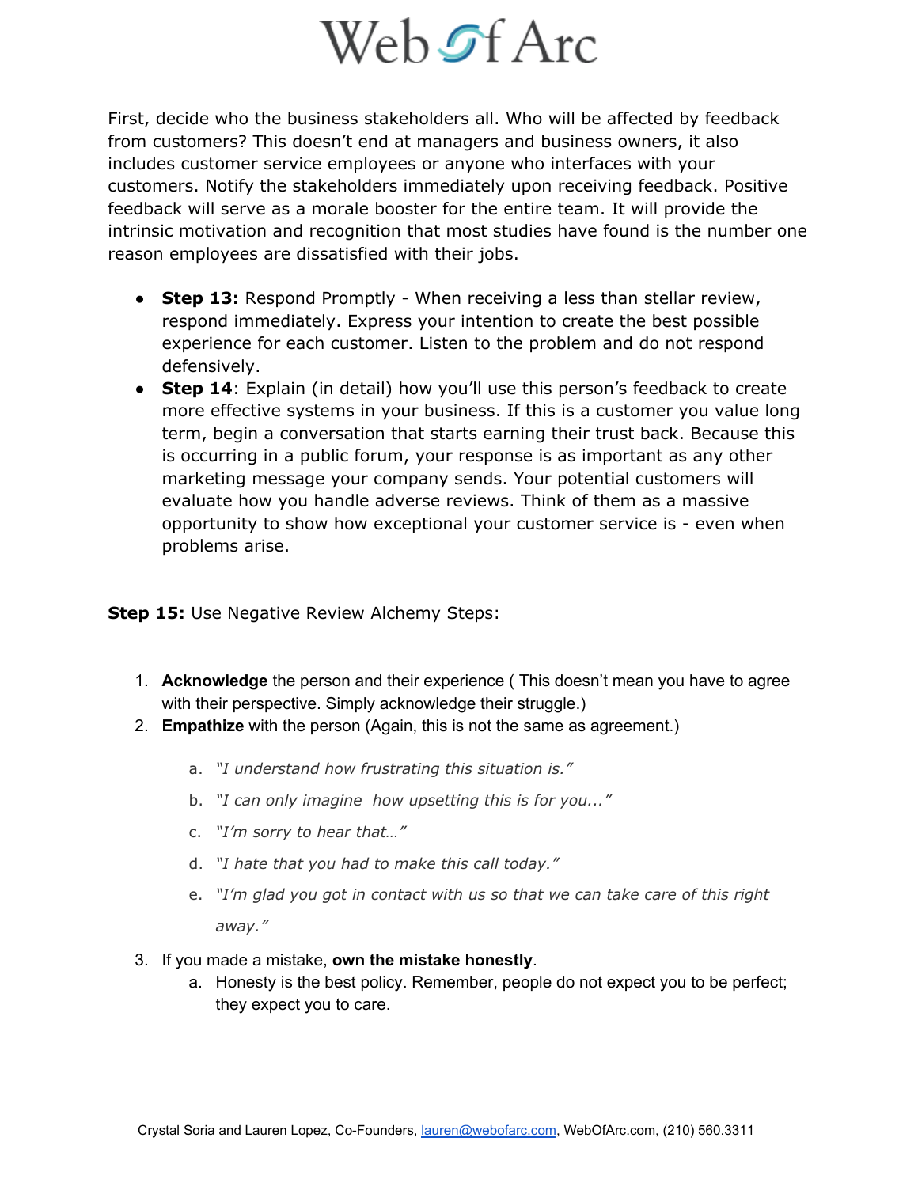First, decide who the business stakeholders all. Who will be affected by feedback from customers? This doesn't end at managers and business owners, it also includes customer service employees or anyone who interfaces with your customers. Notify the stakeholders immediately upon receiving feedback. Positive feedback will serve as a morale booster for the entire team. It will provide the intrinsic motivation and recognition that most studies have found is the number one reason employees are dissatisfied with their jobs.

- **Step 13:** Respond Promptly - When receiving a less than stellar review, respond immediately. Express your intention to create the best possible experience for each customer. Listen to the problem and do not respond defensively.
- **Step 14**: Explain (in detail) how you'll use this person's feedback to create more effective systems in your business. If this is a customer you value long term, begin a conversation that starts earning their trust back. Because this is occurring in a public forum, your response is as important as any other marketing message your company sends. Your potential customers will evaluate how you handle adverse reviews. Think of them as a massive opportunity to show how exceptional your customer service is - even when problems arise.

**Step 15:** Use Negative Review Alchemy Steps:

1. **Acknowledge** the person and their experience ( This doesn't mean you have to agree with their perspective. Simply acknowledge their struggle.)
2. **Empathize** with the person (Again, this is not the same as agreement.)
    a. *"I understand how frustrating this situation is."*
    b. *"I can only imagine how upsetting this is for you..."*
    c. *"I'm sorry to hear that…"*
    d. *"I hate that you had to make this call today."*
    e. *"I'm glad you got in contact with us so that we can take care of this right away."*
3. If you made a mistake, **own the mistake honestly**.
    a. Honesty is the best policy. Remember, people do not expect you to be perfect; they expect you to care.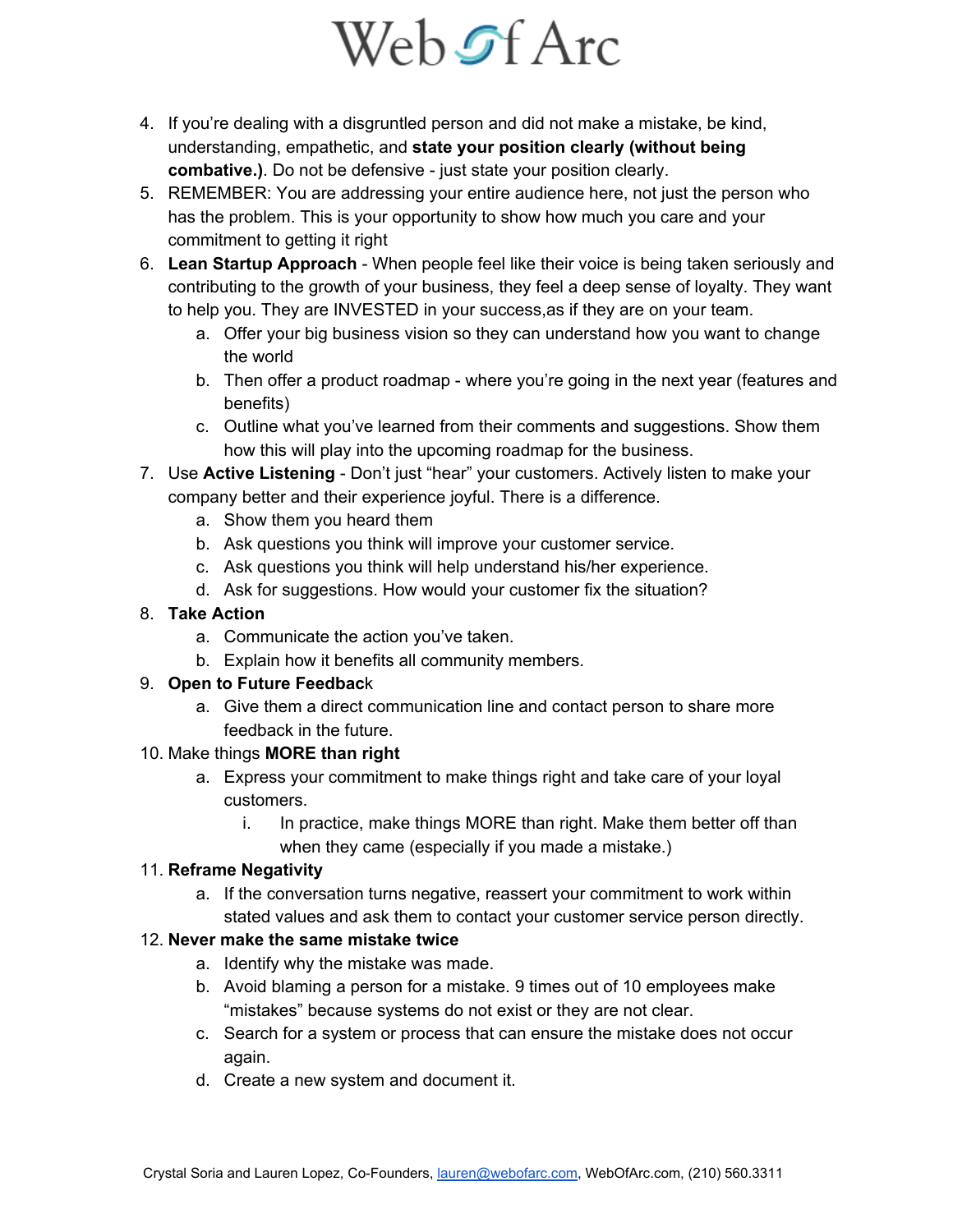4. If you're dealing with a disgruntled person and did not make a mistake, be kind, understanding, empathetic, and **state your position clearly (without being combative.)**. Do not be defensive - just state your position clearly.
5. REMEMBER: You are addressing your entire audience here, not just the person who has the problem. This is your opportunity to show how much you care and your commitment to getting it right
6. **Lean Startup Approach** - When people feel like their voice is being taken seriously and contributing to the growth of your business, they feel a deep sense of loyalty. They want to help you. They are INVESTED in your success,as if they are on your team.
   a. Offer your big business vision so they can understand how you want to change the world
   b. Then offer a product roadmap - where you're going in the next year (features and benefits)
   c. Outline what you've learned from their comments and suggestions. Show them how this will play into the upcoming roadmap for the business.
7. Use **Active Listening** - Don't just "hear" your customers. Actively listen to make your company better and their experience joyful. There is a difference.
   a. Show them you heard them
   b. Ask questions you think will improve your customer service.
   c. Ask questions you think will help understand his/her experience.
   d. Ask for suggestions. How would your customer fix the situation?
8. **Take Action**
   a. Communicate the action you've taken.
   b. Explain how it benefits all community members.
9. **Open to Future Feedbac**k
   a. Give them a direct communication line and contact person to share more feedback in the future.
10. Make things **MORE than right**
    a. Express your commitment to make things right and take care of your loyal customers.
       i. In practice, make things MORE than right. Make them better off than when they came (especially if you made a mistake.)
11. **Reframe Negativity**
    a. If the conversation turns negative, reassert your commitment to work within stated values and ask them to contact your customer service person directly.
12. **Never make the same mistake twice**
    a. Identify why the mistake was made.
    b. Avoid blaming a person for a mistake. 9 times out of 10 employees make "mistakes" because systems do not exist or they are not clear.
    c. Search for a system or process that can ensure the mistake does not occur again.
    d. Create a new system and document it.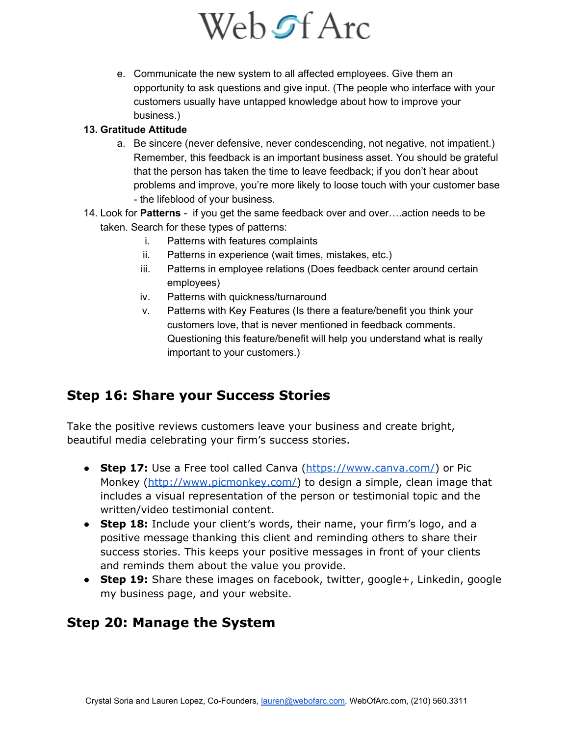e. Communicate the new system to all affected employees. Give them an opportunity to ask questions and give input. (The people who interface with your customers usually have untapped knowledge about how to improve your business.)

**13. Gratitude Attitude**

   a. Be sincere (never defensive, never condescending, not negative, not impatient.) Remember, this feedback is an important business asset. You should be grateful that the person has taken the time to leave feedback; if you don't hear about problems and improve, you're more likely to loose touch with your customer base - the lifeblood of your business.

14. Look for **Patterns** - if you get the same feedback over and over….action needs to be taken. Search for these types of patterns:

   i. Patterns with features complaints
   ii. Patterns in experience (wait times, mistakes, etc.)
   iii. Patterns in employee relations (Does feedback center around certain employees)
   iv. Patterns with quickness/turnaround
   v. Patterns with Key Features (Is there a feature/benefit you think your customers love, that is never mentioned in feedback comments. Questioning this feature/benefit will help you understand what is really important to your customers.)

## Step 16: Share your Success Stories

Take the positive reviews customers leave your business and create bright, beautiful media celebrating your firm's success stories.

- **Step 17:** Use a Free tool called Canva (https://www.canva.com/) or Pic Monkey (http://www.picmonkey.com/) to design a simple, clean image that includes a visual representation of the person or testimonial topic and the written/video testimonial content.
- **Step 18:** Include your client's words, their name, your firm's logo, and a positive message thanking this client and reminding others to share their success stories. This keeps your positive messages in front of your clients and reminds them about the value you provide.
- **Step 19:** Share these images on facebook, twitter, google+, Linkedin, google my business page, and your website.

## Step 20: Manage the System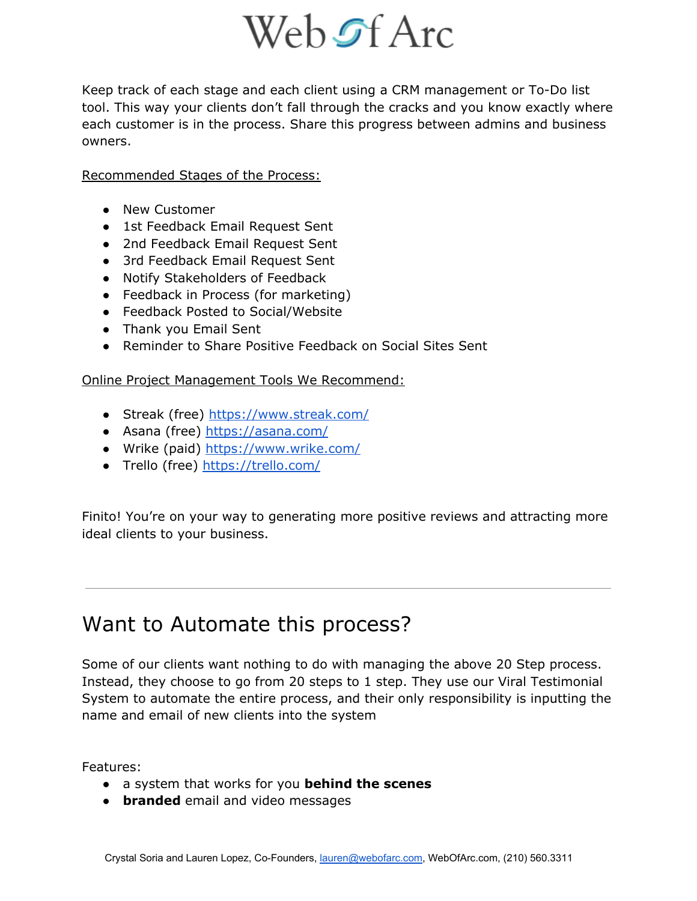Keep track of each stage and each client using a CRM management or To-Do list tool. This way your clients don't fall through the cracks and you know exactly where each customer is in the process. Share this progress between admins and business owners.

Recommended Stages of the Process:

- New Customer
- 1st Feedback Email Request Sent
- 2nd Feedback Email Request Sent
- 3rd Feedback Email Request Sent
- Notify Stakeholders of Feedback
- Feedback in Process (for marketing)
- Feedback Posted to Social/Website
- Thank you Email Sent
- Reminder to Share Positive Feedback on Social Sites Sent

Online Project Management Tools We Recommend:

- Streak (free) https://www.streak.com/
- Asana (free) https://asana.com/
- Wrike (paid) https://www.wrike.com/
- Trello (free) https://trello.com/

Finito! You're on your way to generating more positive reviews and attracting more ideal clients to your business.

---

# Want to Automate this process?

Some of our clients want nothing to do with managing the above 20 Step process. Instead, they choose to go from 20 steps to 1 step. They use our Viral Testimonial System to automate the entire process, and their only responsibility is inputting the name and email of new clients into the system

Features:

- a system that works for you **behind the scenes**
- **branded** email and video messages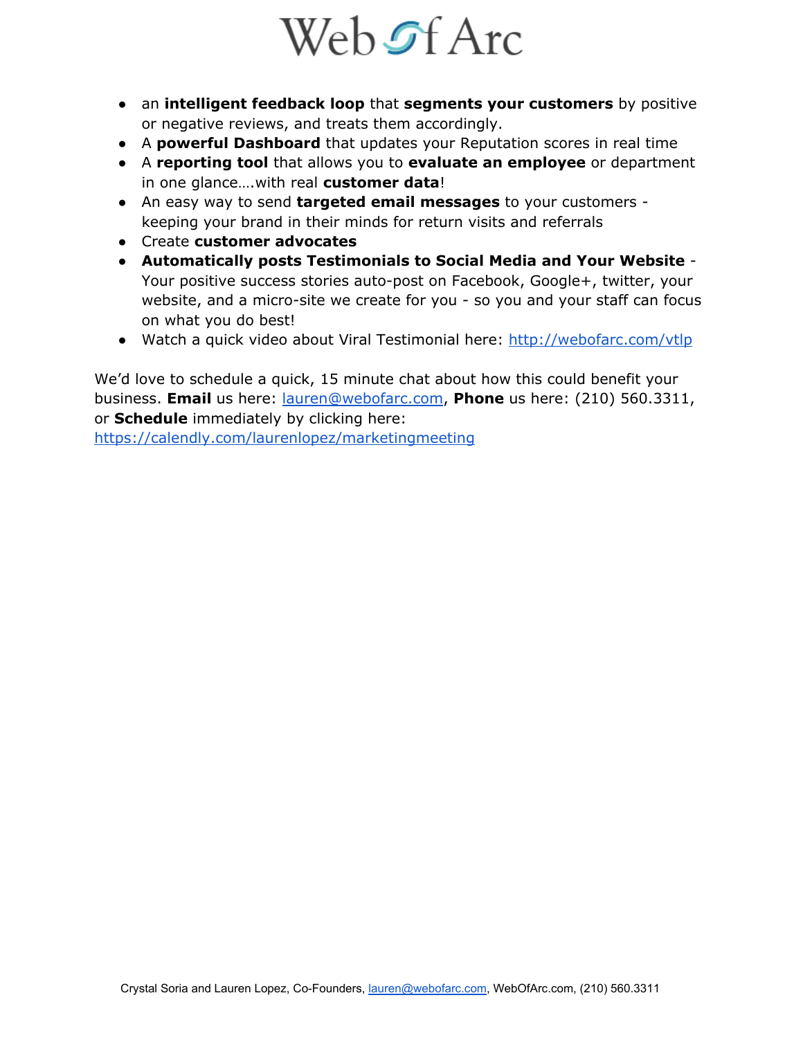- an **intelligent feedback loop** that **segments your customers** by positive or negative reviews, and treats them accordingly.
- A **powerful Dashboard** that updates your Reputation scores in real time
- A **reporting tool** that allows you to **evaluate an employee** or department in one glance….with real **customer data**!
- An easy way to send **targeted email messages** to your customers - keeping your brand in their minds for return visits and referrals
- Create **customer advocates**
- **Automatically posts Testimonials to Social Media and Your Website** - Your positive success stories auto-post on Facebook, Google+, twitter, your website, and a micro-site we create for you - so you and your staff can focus on what you do best!
- Watch a quick video about Viral Testimonial here: http://webofarc.com/vtlp

We'd love to schedule a quick, 15 minute chat about how this could benefit your business. **Email** us here: lauren@webofarc.com, **Phone** us here: (210) 560.3311, or **Schedule** immediately by clicking here: https://calendly.com/laurenlopez/marketingmeeting